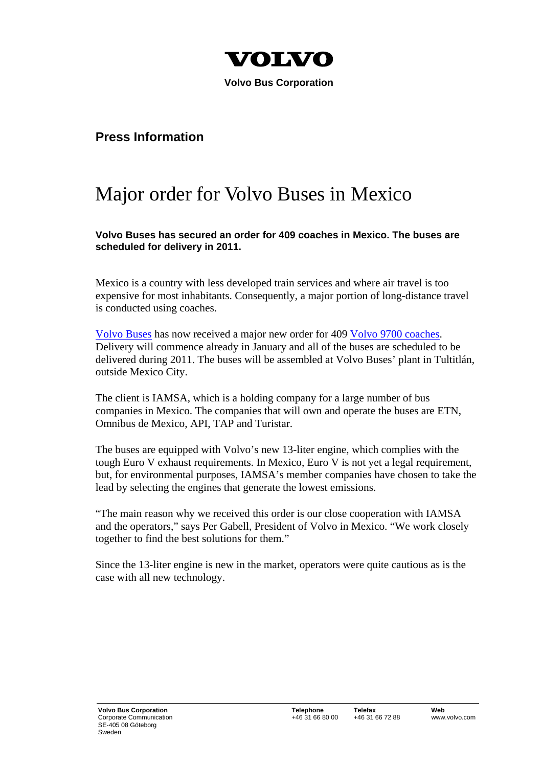VOLVO

**Volvo Bus Corporation**

## Press Information

# Major order for Volvo Buses in Mexico

**Volvo Buses has secured an order for 409 coaches in Mexico. The buses are scheduled for delivery in 2011.**

Mexico is a country with less developed train services and where air travel is too expensive for most inhabitants. Consequently, a major portion of long-distance travel is conducted using coaches.

Volvo Buses has now received a major new order for 409 Volvo 9700 coaches. Delivery will commence already in January and all of the buses are scheduled to be delivered during 2011. The buses will be assembled at Volvo Buses' plant in Tultitlán, outside Mexico City.

The client is IAMSA, which is a holding company for a large number of bus companies in Mexico. The companies that will own and operate the buses are ETN, Omnibus de Mexico, API, TAP and Turistar.

The buses are equipped with Volvo's new 13-liter engine, which complies with the tough Euro V exhaust requirements. In Mexico, Euro V is not yet a legal requirement, but, for environmental purposes, IAMSA's member companies have chosen to take the lead by selecting the engines that generate the lowest emissions.

"The main reason why we received this order is our close cooperation with IAMSA and the operators," says Per Gabell, President of Volvo in Mexico. "We work closely together to find the best solutions for them."

Since the 13-liter engine is new in the market, operators were quite cautious as is the case with all new technology.

| **Volvo Bus Corporation** | **Telephone** | **Telefax** | **Web** |
|---|---|---|---|
| Corporate Communication<br>SE-405 08 Göteborg<br>Sweden | +46 31 66 80 00 | +46 31 66 72 88 | www.volvo.com |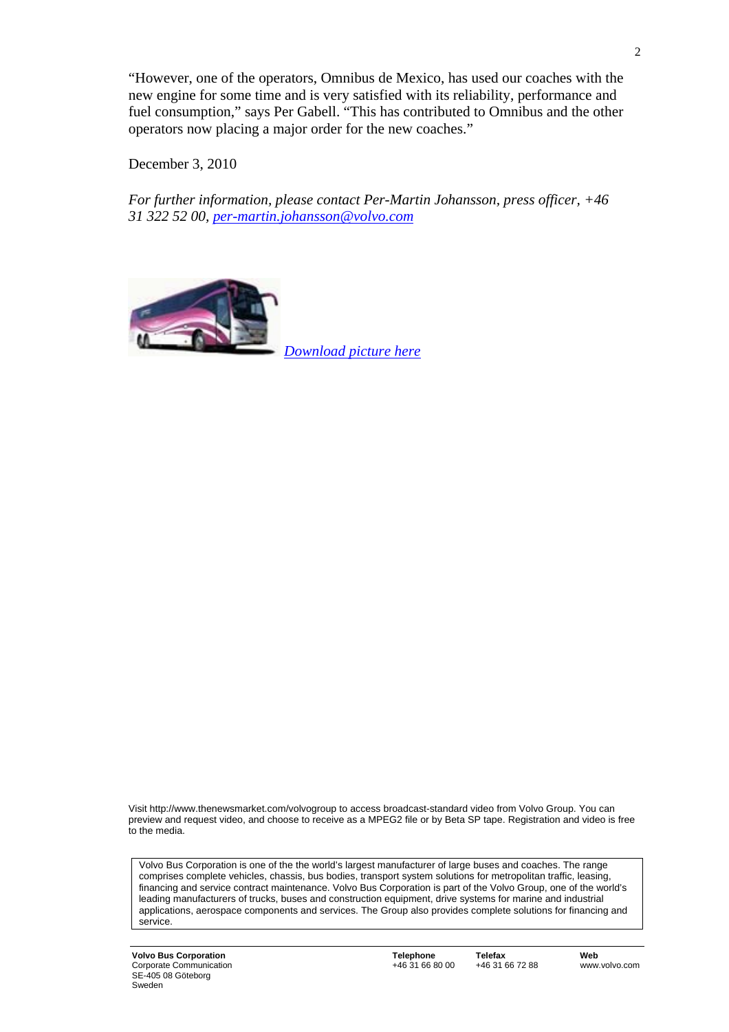"However, one of the operators, Omnibus de Mexico, has used our coaches with the new engine for some time and is very satisfied with its reliability, performance and fuel consumption," says Per Gabell. "This has contributed to Omnibus and the other operators now placing a major order for the new coaches."

December 3, 2010

*For further information, please contact Per-Martin Johansson, press officer, +46 31 322 52 00, per-martin.johansson@volvo.com*

*Download picture here*

Visit http://www.thenewsmarket.com/volvogroup to access broadcast-standard video from Volvo Group. You can preview and request video, and choose to receive as a MPEG2 file or by Beta SP tape. Registration and video is free to the media.

Volvo Bus Corporation is one of the the world's largest manufacturer of large buses and coaches. The range comprises complete vehicles, chassis, bus bodies, transport system solutions for metropolitan traffic, leasing, financing and service contract maintenance. Volvo Bus Corporation is part of the Volvo Group, one of the world's leading manufacturers of trucks, buses and construction equipment, drive systems for marine and industrial applications, aerospace components and services. The Group also provides complete solutions for financing and service.

**Volvo Bus Corporation**
Corporate Communication
SE-405 08 Göteborg
Sweden

**Telephone**
+46 31 66 80 00

**Telefax**
+46 31 66 72 88

**Web**
www.volvo.com